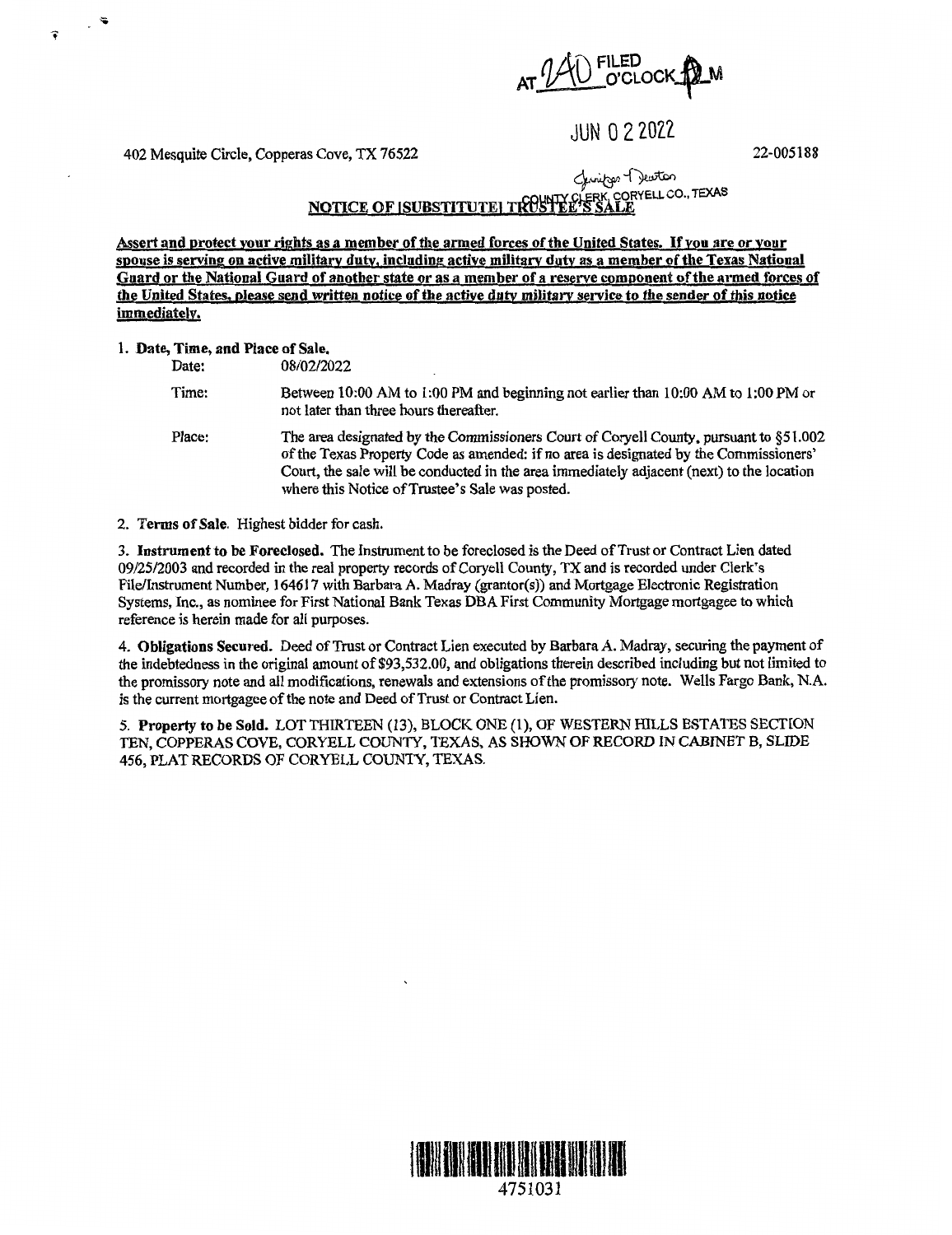AT 2:40 FILED O'CLOCK P M

JUN 0 2 2022

402 Mesquite Circle, Copperas Cove, TX 76522

22-005188

Jennifer Deaton
COUNTY CLERK, CORYELL CO., TEXAS

# NOTICE OF [SUBSTITUTE] TRUSTEE'S SALE

**Assert and protect your rights as a member of the armed forces of the United States. If you are or your spouse is serving on active military duty, including active military duty as a member of the Texas National Guard or the National Guard of another state or as a member of a reserve component of the armed forces of the United States, please send written notice of the active duty military service to the sender of this notice immediately.**

1. **Date, Time, and Place of Sale.**

| | |
|---|---|
| Date: | 08/02/2022 |
| Time: | Between 10:00 AM to 1:00 PM and beginning not earlier than 10:00 AM to 1:00 PM or not later than three hours thereafter. |
| Place: | The area designated by the Commissioners Court of Coryell County, pursuant to §51.002 of the Texas Property Code as amended: if no area is designated by the Commissioners' Court, the sale will be conducted in the area immediately adjacent (next) to the location where this Notice of Trustee's Sale was posted. |

2. **Terms of Sale.** Highest bidder for cash.

3. **Instrument to be Foreclosed.** The Instrument to be foreclosed is the Deed of Trust or Contract Lien dated 09/25/2003 and recorded in the real property records of Coryell County, TX and is recorded under Clerk's File/Instrument Number, 164617 with Barbara A. Madray (grantor(s)) and Mortgage Electronic Registration Systems, Inc., as nominee for First National Bank Texas DBA First Community Mortgage mortgagee to which reference is herein made for all purposes.

4. **Obligations Secured.** Deed of Trust or Contract Lien executed by Barbara A. Madray, securing the payment of the indebtedness in the original amount of $93,532.00, and obligations therein described including but not limited to the promissory note and all modifications, renewals and extensions of the promissory note. Wells Fargo Bank, N.A. is the current mortgagee of the note and Deed of Trust or Contract Lien.

5. **Property to be Sold.** LOT THIRTEEN (13), BLOCK ONE (1), OF WESTERN HILLS ESTATES SECTION TEN, COPPERAS COVE, CORYELL COUNTY, TEXAS, AS SHOWN OF RECORD IN CABINET B, SLIDE 456, PLAT RECORDS OF CORYELL COUNTY, TEXAS.

4751031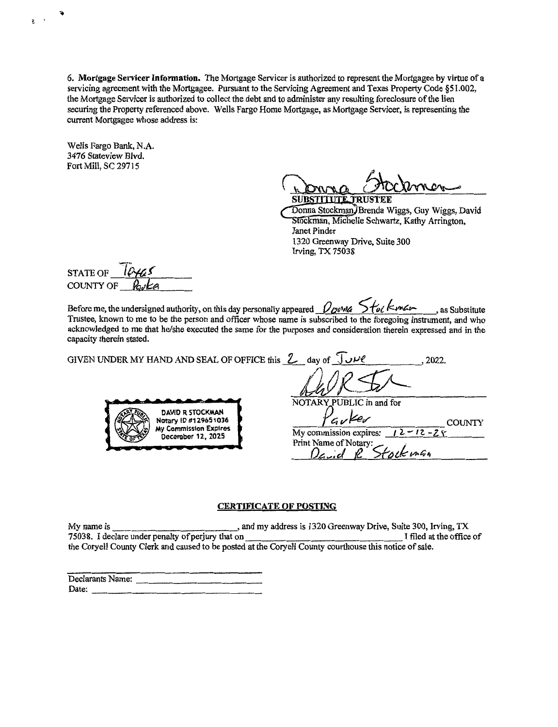**6. Mortgage Servicer Information.** The Mortgage Servicer is authorized to represent the Mortgagee by virtue of a servicing agreement with the Mortgagee. Pursuant to the Servicing Agreement and Texas Property Code §51.002, the Mortgage Servicer is authorized to collect the debt and to administer any resulting foreclosure of the lien securing the Property referenced above. Wells Fargo Home Mortgage, as Mortgage Servicer, is representing the current Mortgagee whose address is:

Wells Fargo Bank, N.A.
3476 Stateview Blvd.
Fort Mill, SC 29715

Donna Stockman

**SUBSTITUTE TRUSTEE**
Donna Stockman, Brenda Wiggs, Guy Wiggs, David Stockman, Michelle Schwartz, Kathy Arrington, Janet Pinder
1320 Greenway Drive, Suite 300
Irving, TX 75038

STATE OF Texas
COUNTY OF Parker

Before me, the undersigned authority, on this day personally appeared Donna Stockman, as Substitute Trustee, known to me to be the person and officer whose name is subscribed to the foregoing instrument, and who acknowledged to me that he/she executed the same for the purposes and consideration therein expressed and in the capacity therein stated.

GIVEN UNDER MY HAND AND SEAL OF OFFICE this 2 day of June, 2022.

DAVID R STOCKMAN
Notary ID #129651036
My Commission Expires
December 12, 2025

NOTARY PUBLIC in and for Parker COUNTY
My commission expires: 12-12-25
Print Name of Notary: David R Stockman

## CERTIFICATE OF POSTING

My name is ______________________, and my address is 1320 Greenway Drive, Suite 300, Irving, TX 75038. I declare under penalty of perjury that on ______________________ I filed at the office of the Coryell County Clerk and caused to be posted at the Coryell County courthouse this notice of sale.

______________________
Declarants Name: ______________________
Date: ______________________